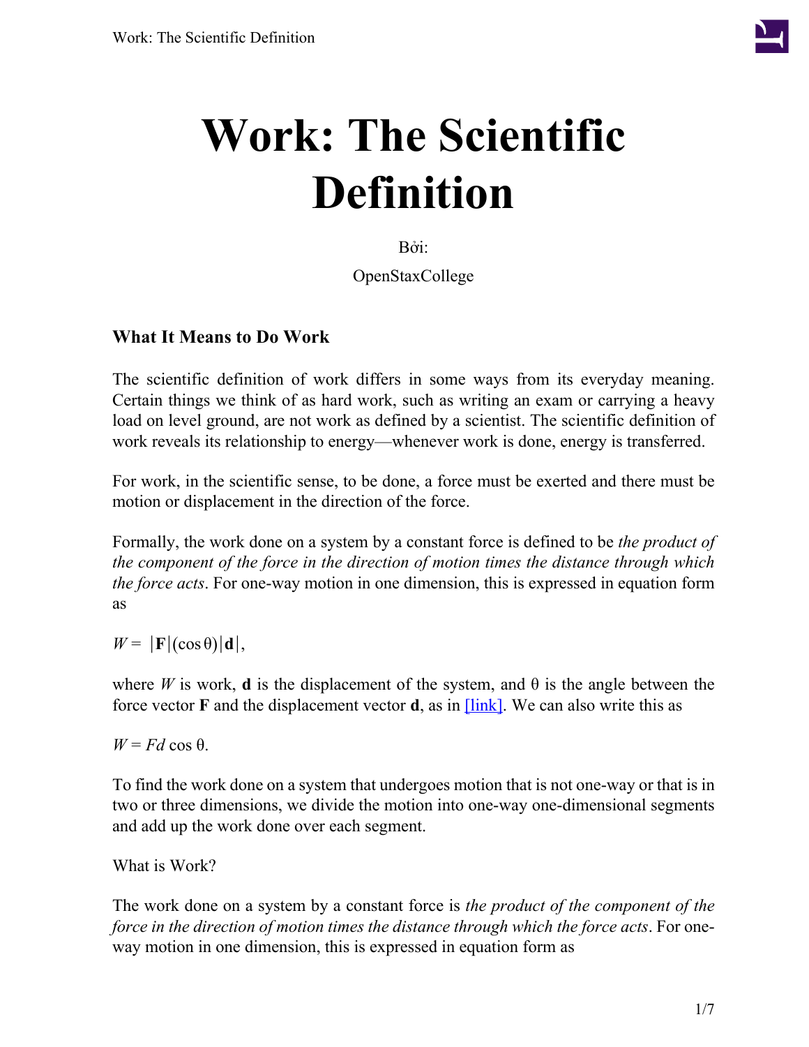# Work: The Scientific Definition

Bởi:

OpenStaxCollege

### What It Means to Do Work

The scientific definition of work differs in some ways from its everyday meaning. Certain things we think of as hard work, such as writing an exam or carrying a heavy load on level ground, are not work as defined by a scientist. The scientific definition of work reveals its relationship to energy—whenever work is done, energy is transferred.

For work, in the scientific sense, to be done, a force must be exerted and there must be motion or displacement in the direction of the force.

Formally, the work done on a system by a constant force is defined to be *the product of the component of the force in the direction of motion times the distance through which the force acts*. For one-way motion in one dimension, this is expressed in equation form as

$$W = |\mathbf{F}|(\cos\theta)|\mathbf{d}|,$$

where $W$ is work, $\mathbf{d}$ is the displacement of the system, and $\theta$ is the angle between the force vector $\mathbf{F}$ and the displacement vector $\mathbf{d}$, as in [link]. We can also write this as

$$W = Fd\cos\theta.$$

To find the work done on a system that undergoes motion that is not one-way or that is in two or three dimensions, we divide the motion into one-way one-dimensional segments and add up the work done over each segment.

What is Work?

The work done on a system by a constant force is *the product of the component of the force in the direction of motion times the distance through which the force acts*. For one-way motion in one dimension, this is expressed in equation form as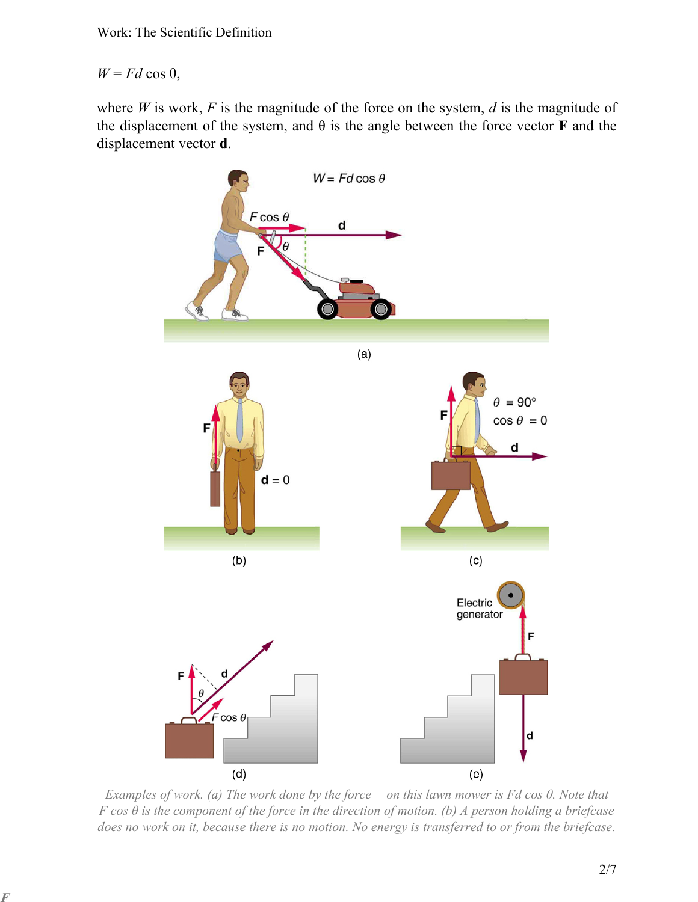$$W = Fd \cos \theta,$$

where $W$ is work, $F$ is the magnitude of the force on the system, $d$ is the magnitude of the displacement of the system, and $\theta$ is the angle between the force vector **F** and the displacement vector **d**.

*Examples of work. (a) The work done by the force on this lawn mower is $Fd \cos \theta$. Note that $F \cos \theta$ is the component of the force in the direction of motion. (b) A person holding a briefcase does no work on it, because there is no motion. No energy is transferred to or from the briefcase.*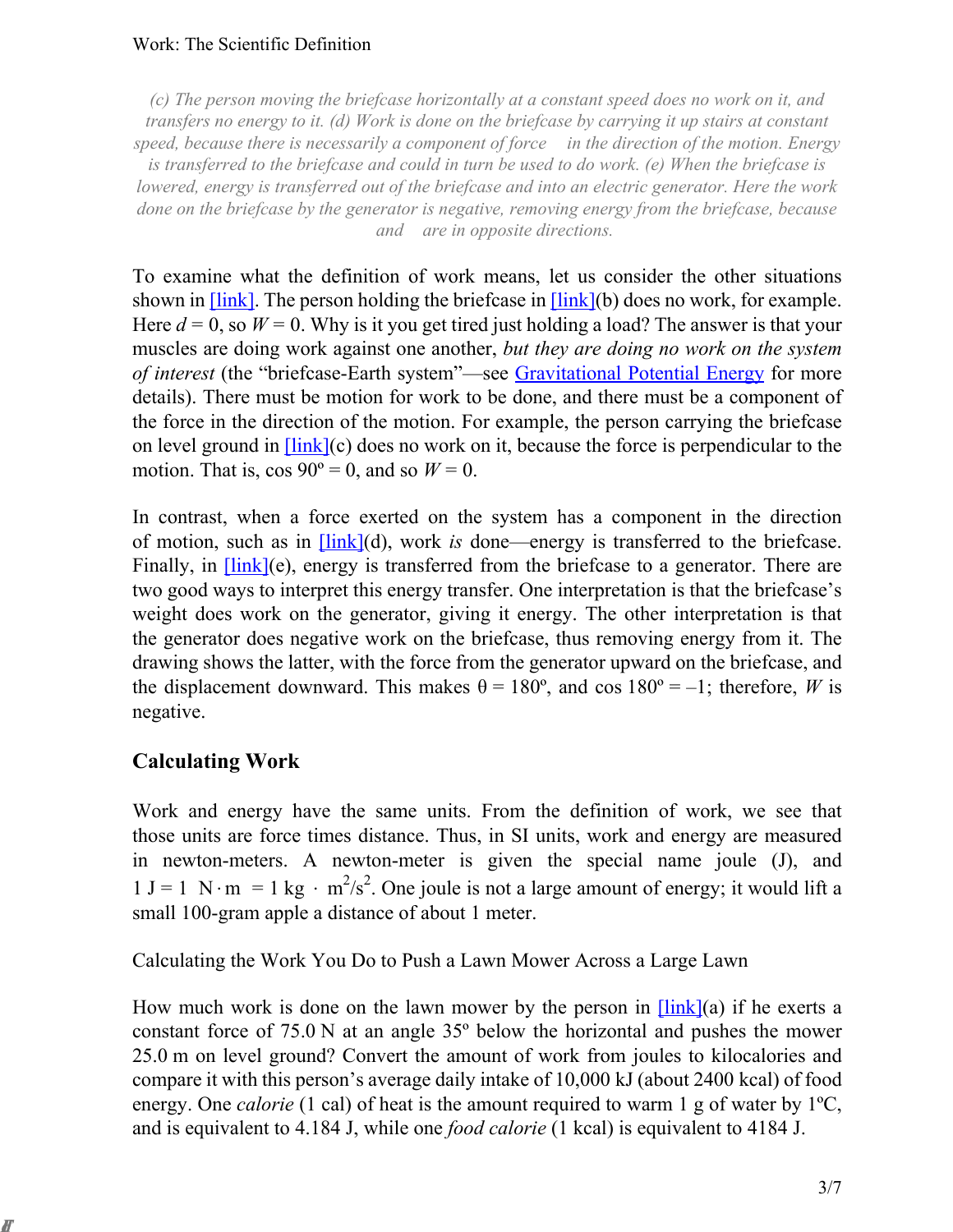*(c) The person moving the briefcase horizontally at a constant speed does no work on it, and transfers no energy to it. (d) Work is done on the briefcase by carrying it up stairs at constant speed, because there is necessarily a component of force in the direction of the motion. Energy is transferred to the briefcase and could in turn be used to do work. (e) When the briefcase is lowered, energy is transferred out of the briefcase and into an electric generator. Here the work done on the briefcase by the generator is negative, removing energy from the briefcase, because and are in opposite directions.*

To examine what the definition of work means, let us consider the other situations shown in [link]. The person holding the briefcase in [link](b) does no work, for example. Here $d = 0$, so $W = 0$. Why is it you get tired just holding a load? The answer is that your muscles are doing work against one another, *but they are doing no work on the system of interest* (the "briefcase-Earth system"—see Gravitational Potential Energy for more details). There must be motion for work to be done, and there must be a component of the force in the direction of the motion. For example, the person carrying the briefcase on level ground in [link](c) does no work on it, because the force is perpendicular to the motion. That is, $\cos 90^\circ = 0$, and so $W = 0$.

In contrast, when a force exerted on the system has a component in the direction of motion, such as in [link](d), work *is* done—energy is transferred to the briefcase. Finally, in [link](e), energy is transferred from the briefcase to a generator. There are two good ways to interpret this energy transfer. One interpretation is that the briefcase's weight does work on the generator, giving it energy. The other interpretation is that the generator does negative work on the briefcase, thus removing energy from it. The drawing shows the latter, with the force from the generator upward on the briefcase, and the displacement downward. This makes $\theta = 180^\circ$, and $\cos 180^\circ = -1$; therefore, $W$ is negative.

## Calculating Work

Work and energy have the same units. From the definition of work, we see that those units are force times distance. Thus, in SI units, work and energy are measured in newton-meters. A newton-meter is given the special name joule (J), and $1\text{ J} = 1\text{ N}\cdot\text{m} = 1\text{ kg}\cdot\text{m}^2/\text{s}^2$. One joule is not a large amount of energy; it would lift a small 100-gram apple a distance of about 1 meter.

Calculating the Work You Do to Push a Lawn Mower Across a Large Lawn

How much work is done on the lawn mower by the person in [link](a) if he exerts a constant force of 75.0 N at an angle 35º below the horizontal and pushes the mower 25.0 m on level ground? Convert the amount of work from joules to kilocalories and compare it with this person's average daily intake of 10,000 kJ (about 2400 kcal) of food energy. One *calorie* (1 cal) of heat is the amount required to warm 1 g of water by 1ºC, and is equivalent to 4.184 J, while one *food calorie* (1 kcal) is equivalent to 4184 J.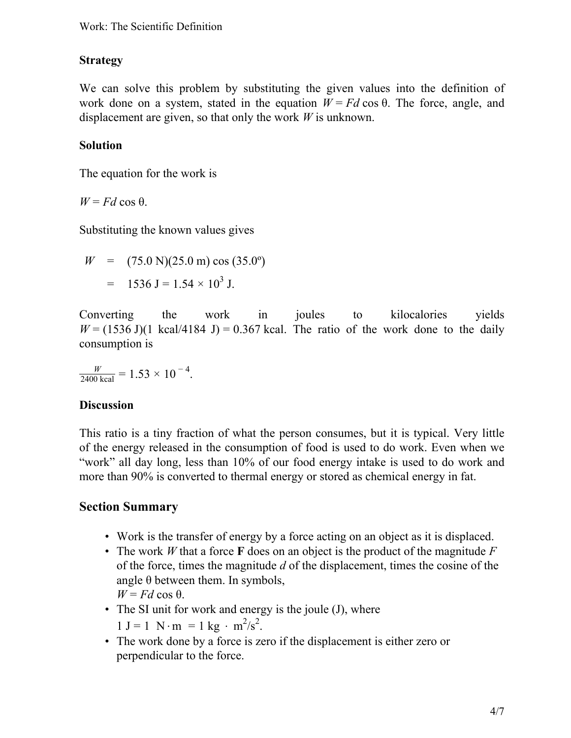### Strategy

We can solve this problem by substituting the given values into the definition of work done on a system, stated in the equation $W = Fd \cos \theta$. The force, angle, and displacement are given, so that only the work $W$ is unknown.

### Solution

The equation for the work is

$$W = Fd \cos \theta.$$

Substituting the known values gives

$$\begin{aligned} W &= (75.0\text{ N})(25.0\text{ m}) \cos (35.0^\circ) \\ &= 1536\text{ J} = 1.54 \times 10^3\text{ J}. \end{aligned}$$

Converting the work in joules to kilocalories yields $W = (1536\text{ J})(1\text{ kcal}/4184\text{ J}) = 0.367\text{ kcal}$. The ratio of the work done to the daily consumption is

$$\frac{W}{2400\text{ kcal}} = 1.53 \times 10^{-4}.$$

### Discussion

This ratio is a tiny fraction of what the person consumes, but it is typical. Very little of the energy released in the consumption of food is used to do work. Even when we "work" all day long, less than 10% of our food energy intake is used to do work and more than 90% is converted to thermal energy or stored as chemical energy in fat.

## Section Summary

- Work is the transfer of energy by a force acting on an object as it is displaced.
- The work $W$ that a force $\mathbf{F}$ does on an object is the product of the magnitude $F$ of the force, times the magnitude $d$ of the displacement, times the cosine of the angle $\theta$ between them. In symbols, $W = Fd \cos \theta$.
- The SI unit for work and energy is the joule (J), where $1\text{ J} = 1\text{ N} \cdot \text{m} = 1\text{ kg} \cdot \text{m}^2/\text{s}^2$.
- The work done by a force is zero if the displacement is either zero or perpendicular to the force.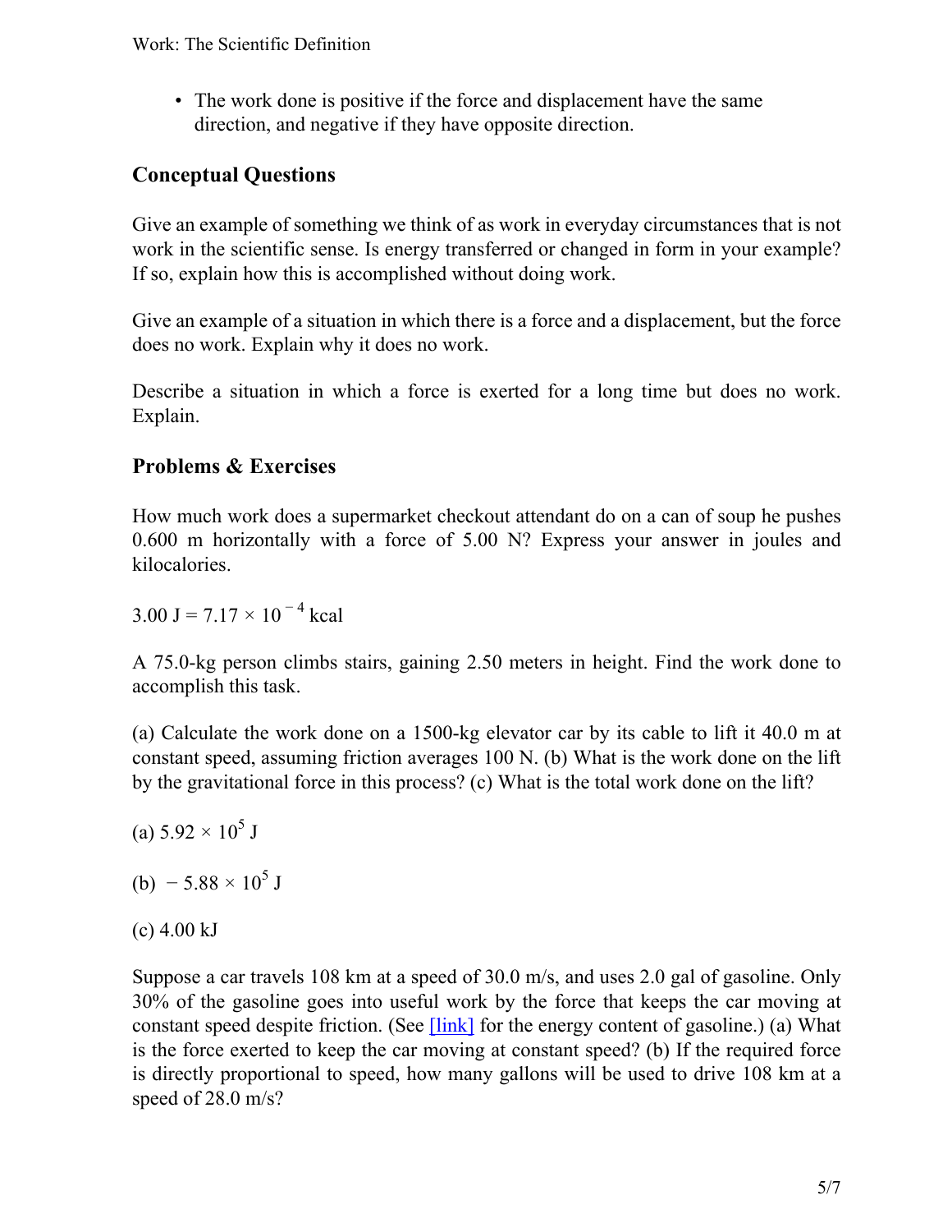- The work done is positive if the force and displacement have the same direction, and negative if they have opposite direction.

## Conceptual Questions

Give an example of something we think of as work in everyday circumstances that is not work in the scientific sense. Is energy transferred or changed in form in your example? If so, explain how this is accomplished without doing work.

Give an example of a situation in which there is a force and a displacement, but the force does no work. Explain why it does no work.

Describe a situation in which a force is exerted for a long time but does no work. Explain.

## Problems & Exercises

How much work does a supermarket checkout attendant do on a can of soup he pushes 0.600 m horizontally with a force of 5.00 N? Express your answer in joules and kilocalories.

$3.00 \text{ J} = 7.17 \times 10^{-4} \text{ kcal}$

A 75.0-kg person climbs stairs, gaining 2.50 meters in height. Find the work done to accomplish this task.

(a) Calculate the work done on a 1500-kg elevator car by its cable to lift it 40.0 m at constant speed, assuming friction averages 100 N. (b) What is the work done on the lift by the gravitational force in this process? (c) What is the total work done on the lift?

(a) $5.92 \times 10^{5}$ J

(b) $-5.88 \times 10^{5}$ J

(c) 4.00 kJ

Suppose a car travels 108 km at a speed of 30.0 m/s, and uses 2.0 gal of gasoline. Only 30% of the gasoline goes into useful work by the force that keeps the car moving at constant speed despite friction. (See [link] for the energy content of gasoline.) (a) What is the force exerted to keep the car moving at constant speed? (b) If the required force is directly proportional to speed, how many gallons will be used to drive 108 km at a speed of 28.0 m/s?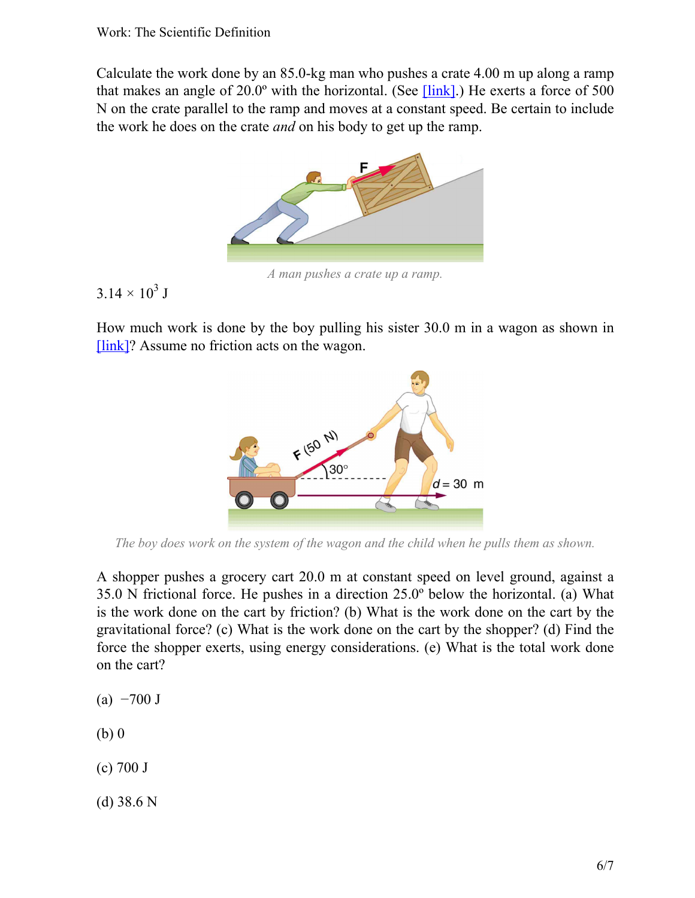Calculate the work done by an 85.0-kg man who pushes a crate 4.00 m up along a ramp that makes an angle of 20.0º with the horizontal. (See [link].) He exerts a force of 500 N on the crate parallel to the ramp and moves at a constant speed. Be certain to include the work he does on the crate *and* on his body to get up the ramp.

*A man pushes a crate up a ramp.*

$3.14 \times 10^3$ J

How much work is done by the boy pulling his sister 30.0 m in a wagon as shown in [link]? Assume no friction acts on the wagon.

*The boy does work on the system of the wagon and the child when he pulls them as shown.*

A shopper pushes a grocery cart 20.0 m at constant speed on level ground, against a 35.0 N frictional force. He pushes in a direction 25.0º below the horizontal. (a) What is the work done on the cart by friction? (b) What is the work done on the cart by the gravitational force? (c) What is the work done on the cart by the shopper? (d) Find the force the shopper exerts, using energy considerations. (e) What is the total work done on the cart?

(a) −700 J

(b) 0

(c) 700 J

(d) 38.6 N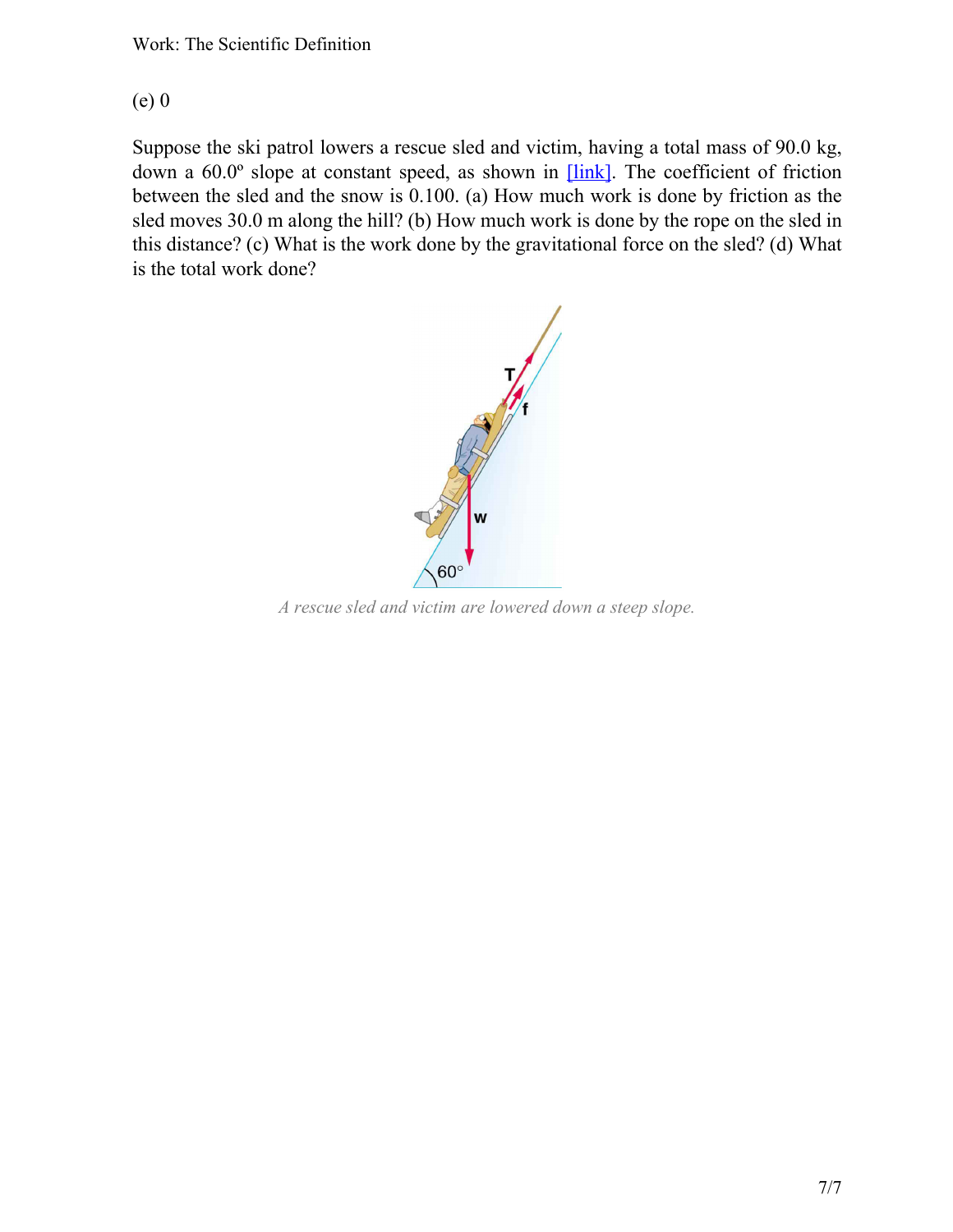(e) 0

Suppose the ski patrol lowers a rescue sled and victim, having a total mass of 90.0 kg, down a 60.0º slope at constant speed, as shown in [link]. The coefficient of friction between the sled and the snow is 0.100. (a) How much work is done by friction as the sled moves 30.0 m along the hill? (b) How much work is done by the rope on the sled in this distance? (c) What is the work done by the gravitational force on the sled? (d) What is the total work done?

T

f

w

60°

*A rescue sled and victim are lowered down a steep slope.*